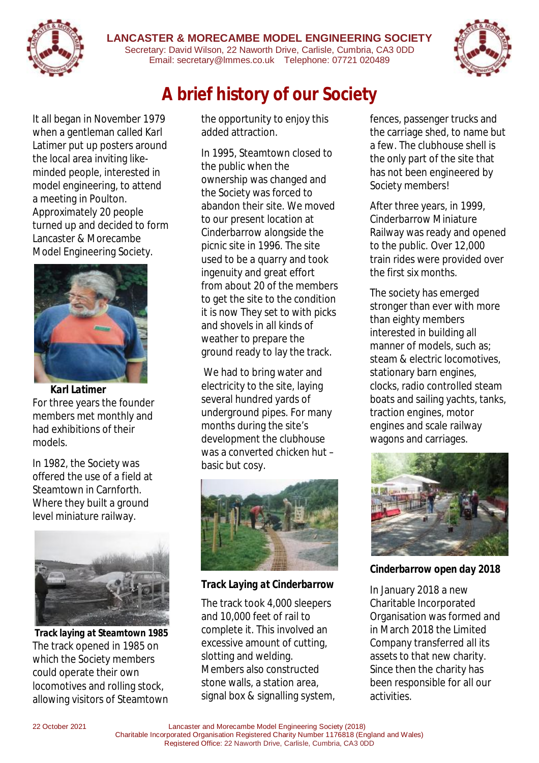**LANCASTER & MORECAMBE MODEL ENGINEERING SOCIETY**
Secretary: David Wilson, 22 Naworth Drive, Carlisle, Cumbria, CA3 0DD
Email: secretary@lmmes.co.uk   Telephone: 07721 020489

# A brief history of our Society

It all began in November 1979 when a gentleman called Karl Latimer put up posters around the local area inviting like-minded people, interested in model engineering, to attend a meeting in Poulton. Approximately 20 people turned up and decided to form Lancaster & Morecambe Model Engineering Society.

***Karl Latimer***

For three years the founder members met monthly and had exhibitions of their models.

In 1982, the Society was offered the use of a field at Steamtown in Carnforth. Where they built a ground level miniature railway.

***Track laying at Steamtown 1985***

The track opened in 1985 on which the Society members could operate their own locomotives and rolling stock, allowing visitors of Steamtown the opportunity to enjoy this added attraction.

In 1995, Steamtown closed to the public when the ownership was changed and the Society was forced to abandon their site. We moved to our present location at Cinderbarrow alongside the picnic site in 1996. The site used to be a quarry and took ingenuity and great effort from about 20 of the members to get the site to the condition it is now They set to with picks and shovels in all kinds of weather to prepare the ground ready to lay the track.

We had to bring water and electricity to the site, laying several hundred yards of underground pipes. For many months during the site's development the clubhouse was a converted chicken hut – basic but cosy.

***Track Laying at Cinderbarrow***

The track took 4,000 sleepers and 10,000 feet of rail to complete it. This involved an excessive amount of cutting, slotting and welding. Members also constructed stone walls, a station area, signal box & signalling system, fences, passenger trucks and the carriage shed, to name but a few. The clubhouse shell is the only part of the site that has not been engineered by Society members!

After three years, in 1999, Cinderbarrow Miniature Railway was ready and opened to the public. Over 12,000 train rides were provided over the first six months.

The society has emerged stronger than ever with more than eighty members interested in building all manner of models, such as; steam & electric locomotives, stationary barn engines, clocks, radio controlled steam boats and sailing yachts, tanks, traction engines, motor engines and scale railway wagons and carriages.

***Cinderbarrow open day 2018***

In January 2018 a new Charitable Incorporated Organisation was formed and in March 2018 the Limited Company transferred all its assets to that new charity. Since then the charity has been responsible for all our activities.

22 October 2021

Lancaster and Morecambe Model Engineering Society (2018)
Charitable Incorporated Organisation Registered Charity Number 1176818 (England and Wales)
Registered Office: 22 Naworth Drive, Carlisle, Cumbria, CA3 0DD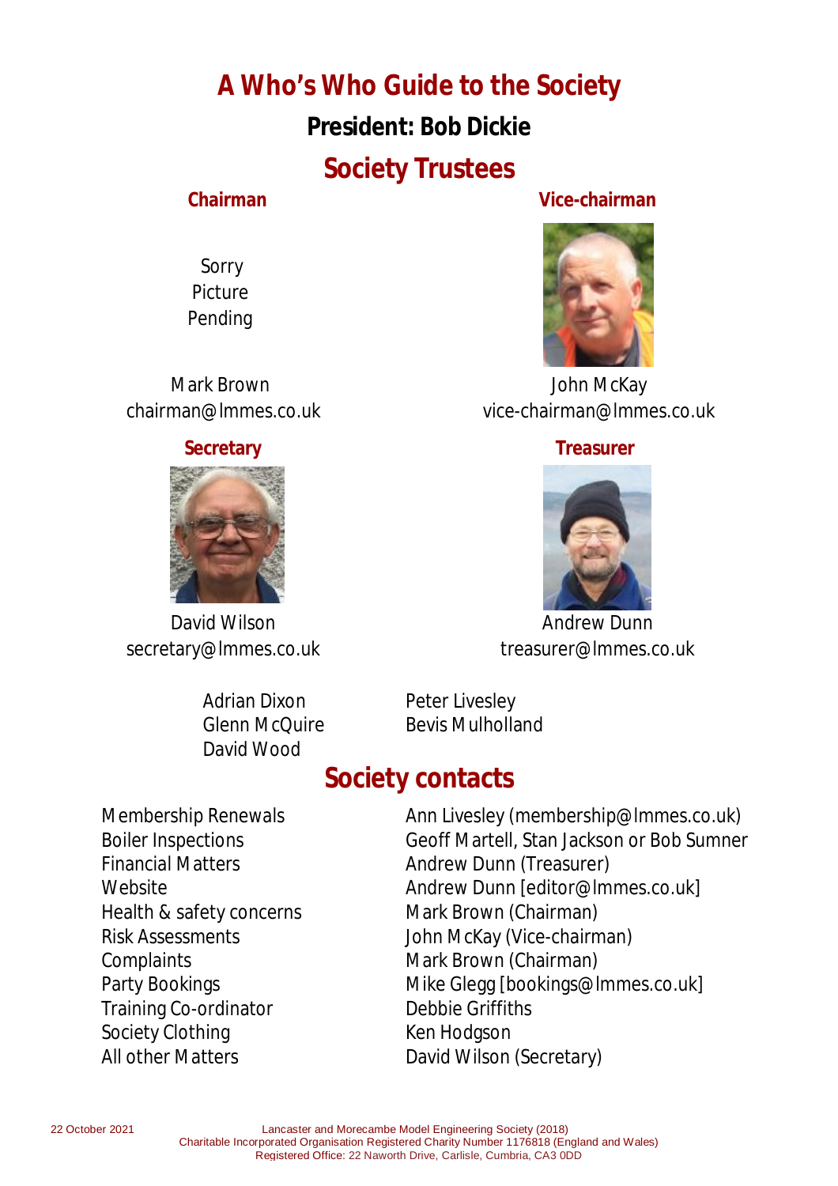# A Who's Who Guide to the Society

## President: Bob Dickie

## Society Trustees

### Chairman

Sorry Picture Pending

Mark Brown
chairman@lmmes.co.uk

### Vice-chairman

John McKay
vice-chairman@lmmes.co.uk

### Secretary

David Wilson
secretary@lmmes.co.uk

### Treasurer

Andrew Dunn
treasurer@lmmes.co.uk

Adrian Dixon
Glenn McQuire
David Wood
Peter Livesley
Bevis Mulholland

## Society contacts

| | |
|---|---|
| Membership Renewals | Ann Livesley (membership@lmmes.co.uk) |
| Boiler Inspections | Geoff Martell, Stan Jackson or Bob Sumner |
| Financial Matters | Andrew Dunn (Treasurer) |
| Website | Andrew Dunn [editor@lmmes.co.uk] |
| Health & safety concerns | Mark Brown (Chairman) |
| Risk Assessments | John McKay (Vice-chairman) |
| Complaints | Mark Brown (Chairman) |
| Party Bookings | Mike Glegg [bookings@lmmes.co.uk] |
| Training Co-ordinator | Debbie Griffiths |
| Society Clothing | Ken Hodgson |
| All other Matters | David Wilson (Secretary) |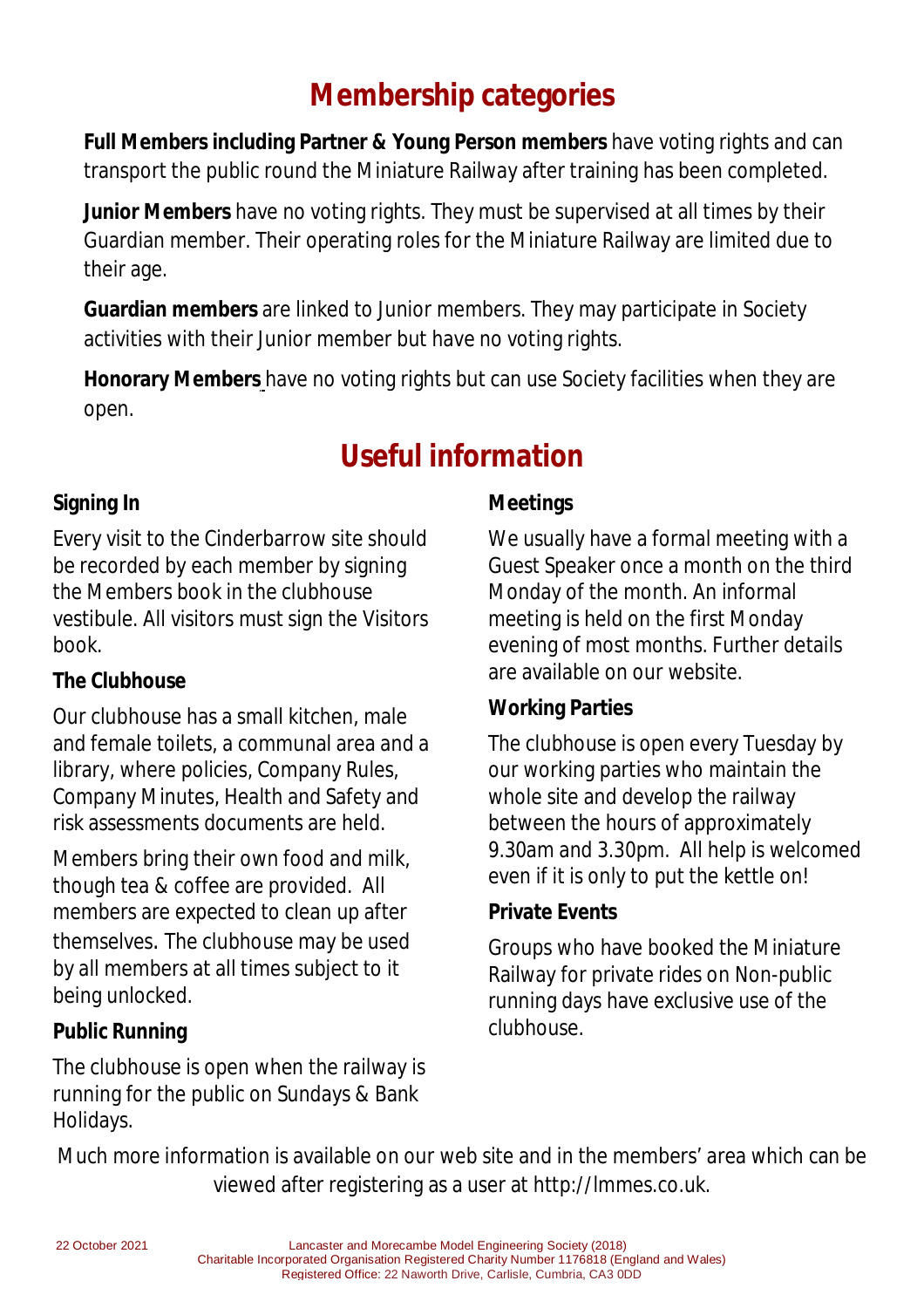# Membership categories

**Full Members including Partner & Young Person members** have voting rights and can transport the public round the Miniature Railway after training has been completed.

**Junior Members** have no voting rights. They must be supervised at all times by their Guardian member. Their operating roles for the Miniature Railway are limited due to their age.

**Guardian members** are linked to Junior members. They may participate in Society activities with their Junior member but have no voting rights.

**Honorary Members** have no voting rights but can use Society facilities when they are open.

# Useful information

### Signing In

Every visit to the Cinderbarrow site should be recorded by each member by signing the Members book in the clubhouse vestibule. All visitors must sign the Visitors book.

### The Clubhouse

Our clubhouse has a small kitchen, male and female toilets, a communal area and a library, where policies, Company Rules, Company Minutes, Health and Safety and risk assessments documents are held.

Members bring their own food and milk, though tea & coffee are provided. All members are expected to clean up after themselves. The clubhouse may be used by all members at all times subject to it being unlocked.

### Public Running

The clubhouse is open when the railway is running for the public on Sundays & Bank Holidays.

### Meetings

We usually have a formal meeting with a Guest Speaker once a month on the third Monday of the month. An informal meeting is held on the first Monday evening of most months. Further details are available on our website.

### Working Parties

The clubhouse is open every Tuesday by our working parties who maintain the whole site and develop the railway between the hours of approximately 9.30am and 3.30pm. All help is welcomed even if it is only to put the kettle on!

### Private Events

Groups who have booked the Miniature Railway for private rides on Non-public running days have exclusive use of the clubhouse.

Much more information is available on our web site and in the members' area which can be viewed after registering as a user at http://lmmes.co.uk.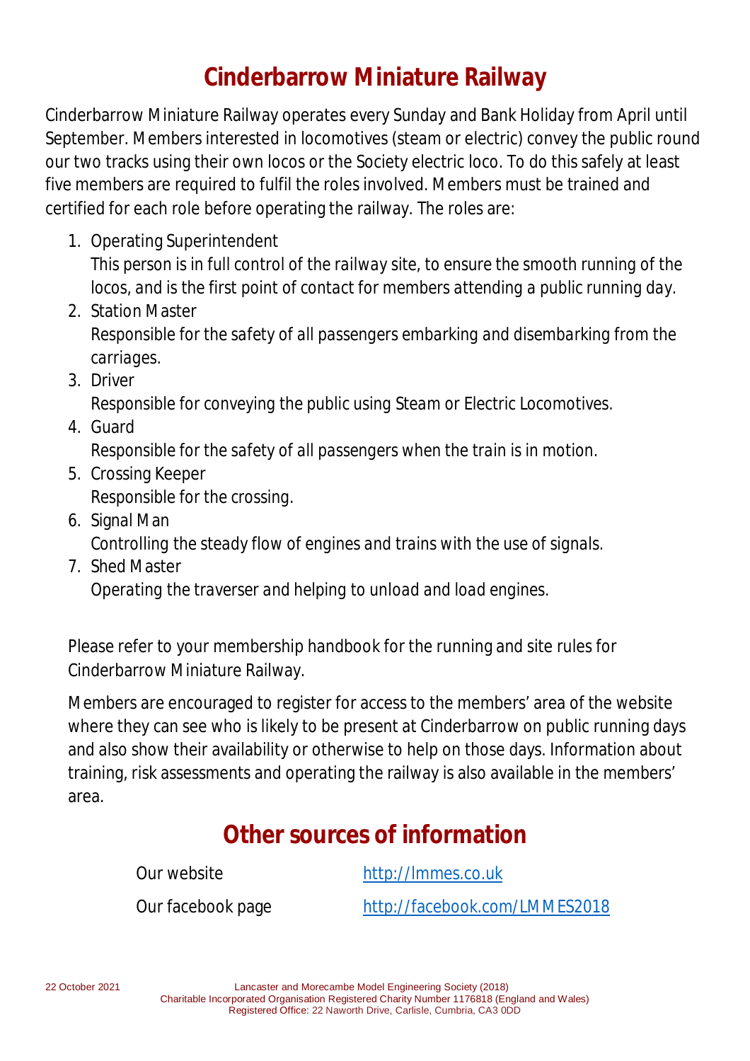# Cinderbarrow Miniature Railway

Cinderbarrow Miniature Railway operates every Sunday and Bank Holiday from April until September. Members interested in locomotives (steam or electric) convey the public round our two tracks using their own locos or the Society electric loco. To do this safely at least five members are required to fulfil the roles involved. Members must be trained and certified for each role before operating the railway. The roles are:

1. Operating Superintendent
   This person is in full control of the railway site, to ensure the smooth running of the locos, and is the first point of contact for members attending a public running day.
2. Station Master
   Responsible for the safety of all passengers embarking and disembarking from the carriages.
3. Driver
   Responsible for conveying the public using Steam or Electric Locomotives.
4. Guard
   Responsible for the safety of all passengers when the train is in motion.
5. Crossing Keeper
   Responsible for the crossing.
6. Signal Man
   Controlling the steady flow of engines and trains with the use of signals.
7. Shed Master
   Operating the traverser and helping to unload and load engines.

Please refer to your membership handbook for the running and site rules for Cinderbarrow Miniature Railway.

Members are encouraged to register for access to the members' area of the website where they can see who is likely to be present at Cinderbarrow on public running days and also show their availability or otherwise to help on those days. Information about training, risk assessments and operating the railway is also available in the members' area.

# Other sources of information

| | |
|---|---|
| Our website | http://lmmes.co.uk |
| Our facebook page | http://facebook.com/LMMES2018 |

22 October 2021

Lancaster and Morecambe Model Engineering Society (2018)
Charitable Incorporated Organisation Registered Charity Number 1176818 (England and Wales)
Registered Office: 22 Naworth Drive, Carlisle, Cumbria, CA3 0DD